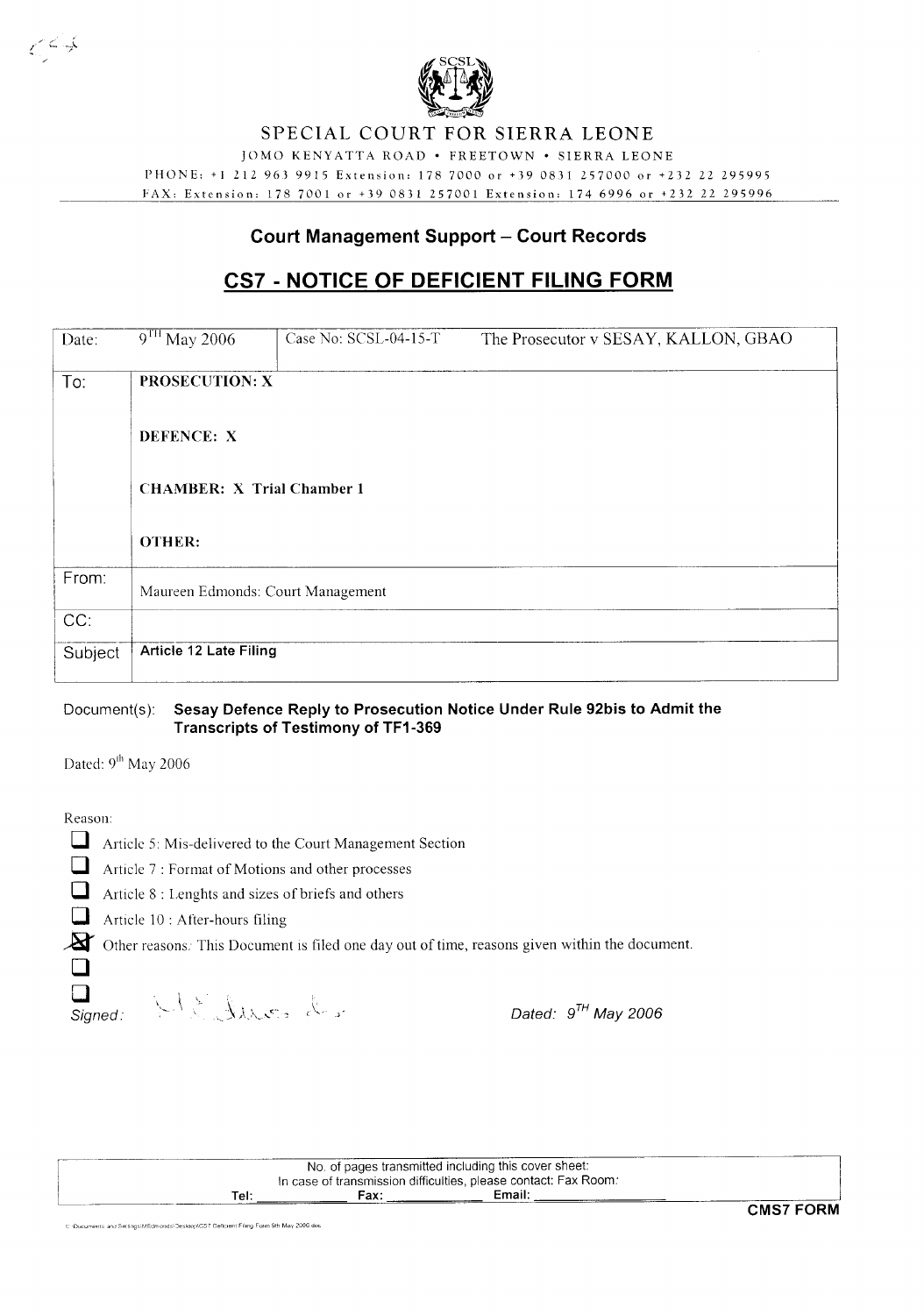# SPECIAL COURT FOR SIERRA LEONE

JOMO KENYATTA ROAD • FREETOWN • SIERRA LEONE

PHONE: +1 212 963 9915 Extension: 178 7000 or +39 0831 257000 or +232 22 295995

FAX: Extension: 178 7001 or +39 0831 257001 Extension: 174 6996 or +232 22 295996

## Court Management Support – Court Records

## CS7 - NOTICE OF DEFICIENT FILING FORM

| Date: | 9$^{TH}$ May 2006 | Case No: SCSL-04-15-T | The Prosecutor v SESAY, KALLON, GBAO |
|---|---|---|---|
| To: | **PROSECUTION: X**<br><br>**DEFENCE: X**<br><br>**CHAMBER: X Trial Chamber 1**<br><br>**OTHER:** | | |
| From: | Maureen Edmonds: Court Management | | |
| CC: | | | |
| Subject | **Article 12 Late Filing** | | |

Document(s): **Sesay Defence Reply to Prosecution Notice Under Rule 92bis to Admit the Transcripts of Testimony of TF1-369**

Dated: 9$^{th}$ May 2006

Reason:

- ☐ Article 5: Mis-delivered to the Court Management Section
- ☐ Article 7 : Format of Motions and other processes
- ☐ Article 8 : Lenghts and sizes of briefs and others
- ☐ Article 10 : After-hours filing
- ☒ Other reasons: This Document is filed one day out of time, reasons given within the document.
- ☐
- ☐

*Signed:* [signature] *Dated: 9$^{TH}$ May 2006*

| No. of pages transmitted including this cover sheet: |
|---|
| In case of transmission difficulties, please contact: Fax Room: |
| Tel: ______ Fax: ______ Email: ______ |

**CMS7 FORM**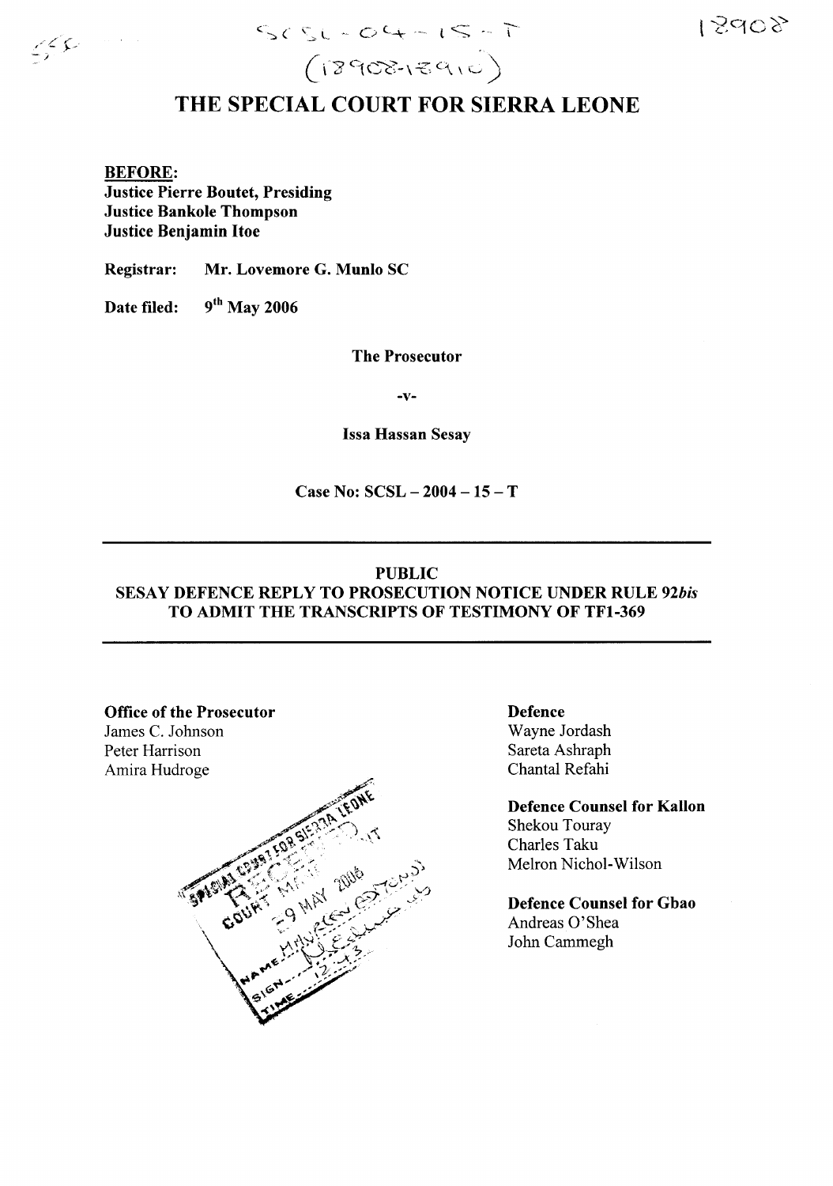SCSL-04-15-T
(18908-18910)

# THE SPECIAL COURT FOR SIERRA LEONE

**BEFORE:**
**Justice Pierre Boutet, Presiding**
**Justice Bankole Thompson**
**Justice Benjamin Itoe**

**Registrar:** **Mr. Lovemore G. Munlo SC**

**Date filed:** **9th May 2006**

**The Prosecutor**

**-v-**

**Issa Hassan Sesay**

**Case No: SCSL – 2004 – 15 – T**

---

**PUBLIC**
**SESAY DEFENCE REPLY TO PROSECUTION NOTICE UNDER RULE 92*bis* TO ADMIT THE TRANSCRIPTS OF TESTIMONY OF TF1-369**

---

**Office of the Prosecutor**
James C. Johnson
Peter Harrison
Amira Hudroge

**Defence**
Wayne Jordash
Sareta Ashraph
Chantal Refahi

**Defence Counsel for Kallon**
Shekou Touray
Charles Taku
Melron Nichol-Wilson

**Defence Counsel for Gbao**
Andreas O'Shea
John Cammegh

SPECIAL COURT FOR SIERRA LEONE
RECEIVED
COURT MANAGEMENT
-9 MAY 2006
NAME
SIGN
TIME 12:43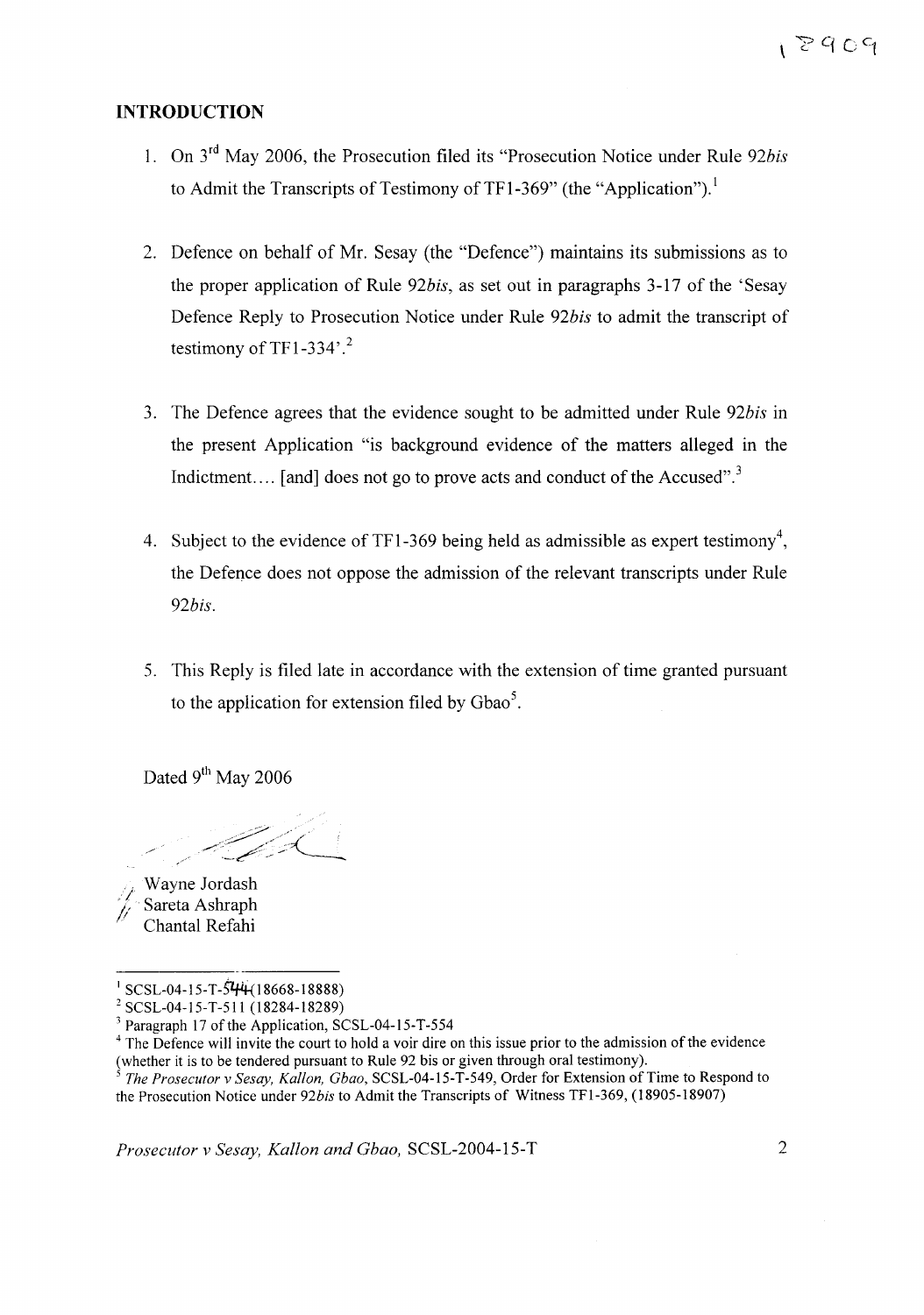## INTRODUCTION

1. On 3rd May 2006, the Prosecution filed its "Prosecution Notice under Rule *92bis* to Admit the Transcripts of Testimony of TF1-369" (the "Application").[1]

2. Defence on behalf of Mr. Sesay (the "Defence") maintains its submissions as to the proper application of Rule *92bis*, as set out in paragraphs 3-17 of the 'Sesay Defence Reply to Prosecution Notice under Rule *92bis* to admit the transcript of testimony of TF1-334'.[2]

3. The Defence agrees that the evidence sought to be admitted under Rule *92bis* in the present Application "is background evidence of the matters alleged in the Indictment.... [and] does not go to prove acts and conduct of the Accused".[3]

4. Subject to the evidence of TF1-369 being held as admissible as expert testimony[4], the Defence does not oppose the admission of the relevant transcripts under Rule *92bis*.

5. This Reply is filed late in accordance with the extension of time granted pursuant to the application for extension filed by Gbao[5].

Dated 9th May 2006

Wayne Jordash
Sareta Ashraph
Chantal Refahi

---

[1] SCSL-04-15-T-544(18668-18888)

[2] SCSL-04-15-T-511 (18284-18289)

[3] Paragraph 17 of the Application, SCSL-04-15-T-554

[4] The Defence will invite the court to hold a voir dire on this issue prior to the admission of the evidence (whether it is to be tendered pursuant to Rule 92 bis or given through oral testimony).

[5] *The Prosecutor v Sesay, Kallon, Gbao*, SCSL-04-15-T-549, Order for Extension of Time to Respond to the Prosecution Notice under *92bis* to Admit the Transcripts of Witness TF1-369, (18905-18907)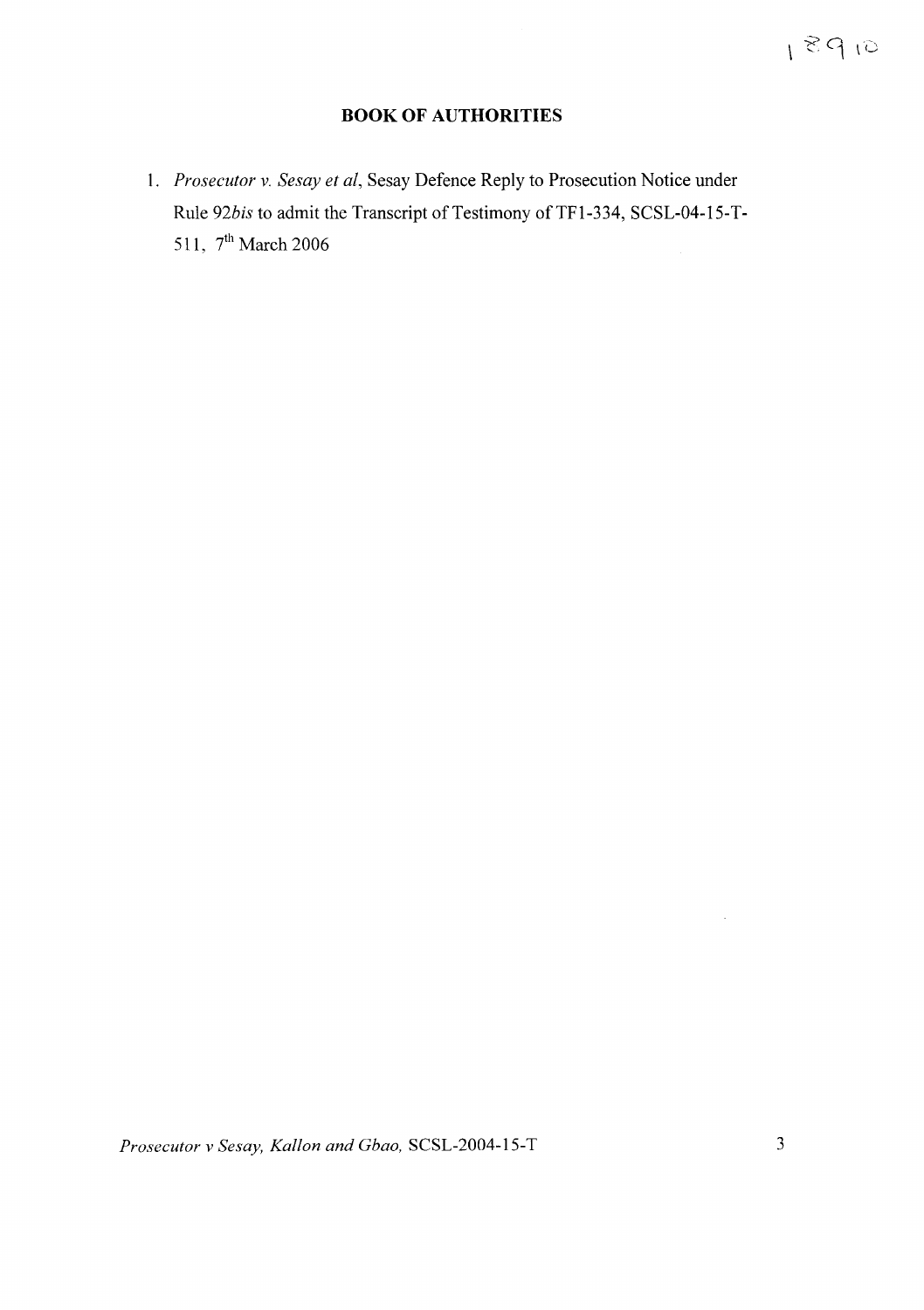## BOOK OF AUTHORITIES

1. *Prosecutor v. Sesay et al*, Sesay Defence Reply to Prosecution Notice under Rule 92*bis* to admit the Transcript of Testimony of TF1-334, SCSL-04-15-T-511, 7th March 2006